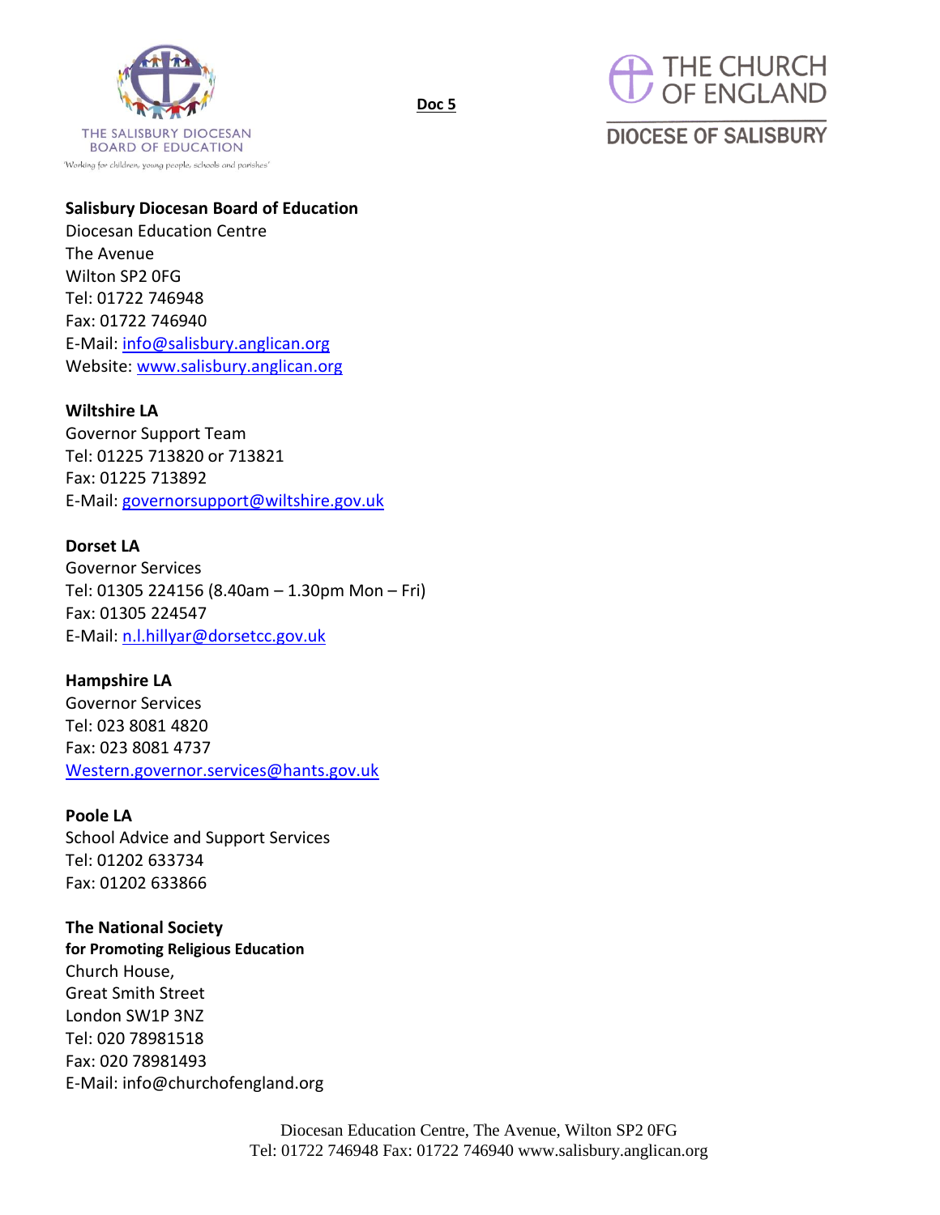THE SALISBURY DIOCESAN BOARD OF EDUCATION

'Working for children, young people, schools and parishes'

**Doc 5**

THE CHURCH OF ENGLAND

DIOCESE OF SALISBURY

**Salisbury Diocesan Board of Education**
Diocesan Education Centre
The Avenue
Wilton SP2 0FG
Tel: 01722 746948
Fax: 01722 746940
E-Mail: info@salisbury.anglican.org
Website: www.salisbury.anglican.org

**Wiltshire LA**
Governor Support Team
Tel: 01225 713820 or 713821
Fax: 01225 713892
E-Mail: governorsupport@wiltshire.gov.uk

**Dorset LA**
Governor Services
Tel: 01305 224156 (8.40am – 1.30pm Mon – Fri)
Fax: 01305 224547
E-Mail: n.l.hillyar@dorsetcc.gov.uk

**Hampshire LA**
Governor Services
Tel: 023 8081 4820
Fax: 023 8081 4737
Western.governor.services@hants.gov.uk

**Poole LA**
School Advice and Support Services
Tel: 01202 633734
Fax: 01202 633866

**The National Society**
**for Promoting Religious Education**
Church House,
Great Smith Street
London SW1P 3NZ
Tel: 020 78981518
Fax: 020 78981493
E-Mail: info@churchofengland.org

Diocesan Education Centre, The Avenue, Wilton SP2 0FG
Tel: 01722 746948 Fax: 01722 746940 www.salisbury.anglican.org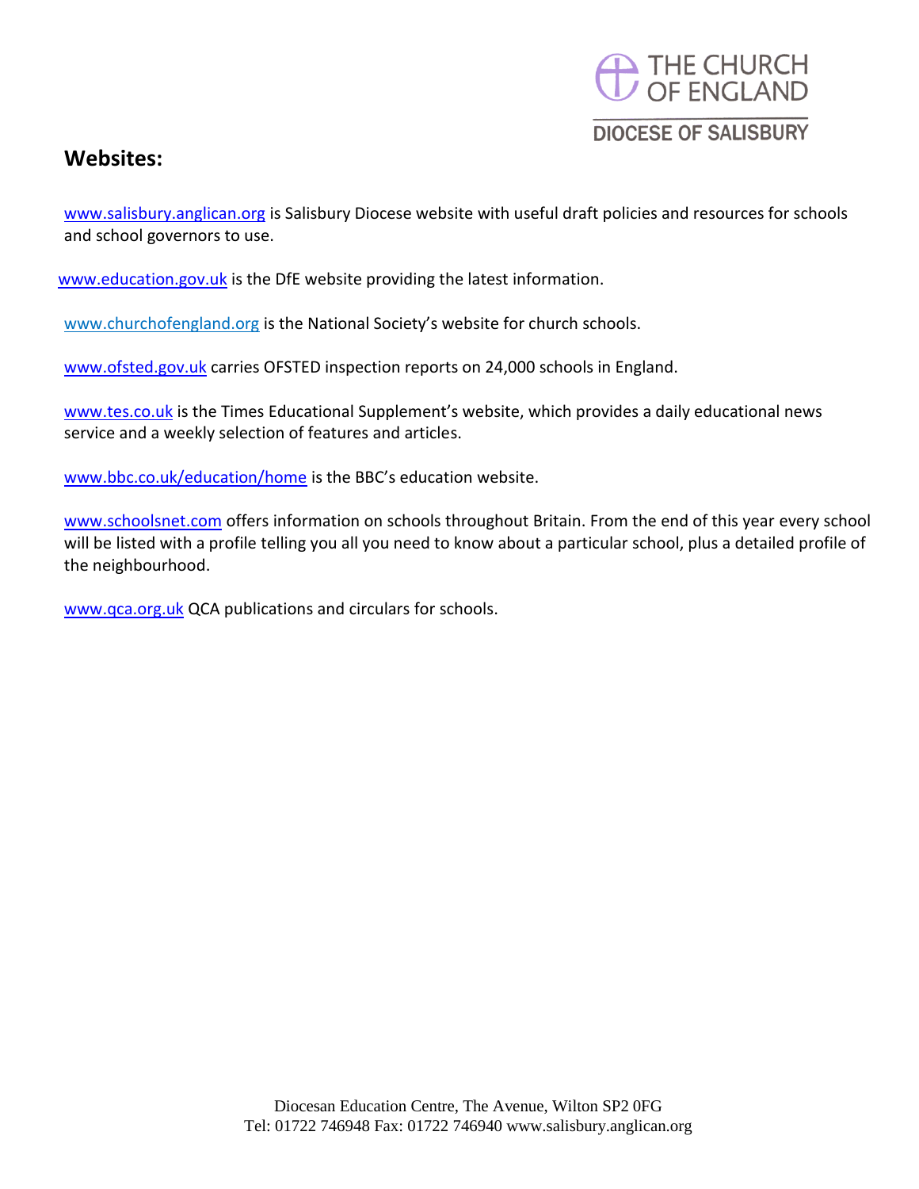## Websites:

www.salisbury.anglican.org is Salisbury Diocese website with useful draft policies and resources for schools and school governors to use.

www.education.gov.uk is the DfE website providing the latest information.

www.churchofengland.org is the National Society's website for church schools.

www.ofsted.gov.uk carries OFSTED inspection reports on 24,000 schools in England.

www.tes.co.uk is the Times Educational Supplement's website, which provides a daily educational news service and a weekly selection of features and articles.

www.bbc.co.uk/education/home is the BBC's education website.

www.schoolsnet.com offers information on schools throughout Britain. From the end of this year every school will be listed with a profile telling you all you need to know about a particular school, plus a detailed profile of the neighbourhood.

www.qca.org.uk QCA publications and circulars for schools.